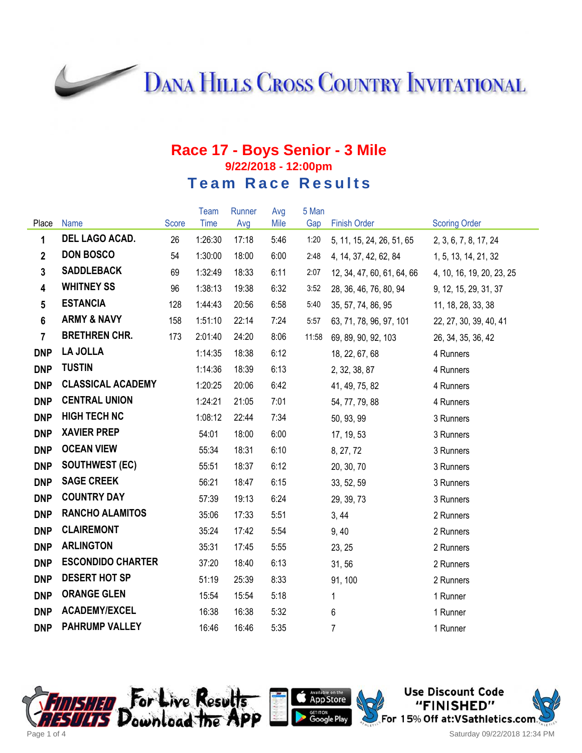# Dana Hills Cross Country Invitational

## Race 17 - Boys Senior - 3 Mile

### 9/22/2018 - 12:00pm

## Team Race Results

| Place | Name | Score | Team Time | Runner Avg | Avg Mile | 5 Man Gap | Finish Order | Scoring Order |
|---|---|---|---|---|---|---|---|---|
| 1 | DEL LAGO ACAD. | 26 | 1:26:30 | 17:18 | 5:46 | 1:20 | 5, 11, 15, 24, 26, 51, 65 | 2, 3, 6, 7, 8, 17, 24 |
| 2 | DON BOSCO | 54 | 1:30:00 | 18:00 | 6:00 | 2:48 | 4, 14, 37, 42, 62, 84 | 1, 5, 13, 14, 21, 32 |
| 3 | SADDLEBACK | 69 | 1:32:49 | 18:33 | 6:11 | 2:07 | 12, 34, 47, 60, 61, 64, 66 | 4, 10, 16, 19, 20, 23, 25 |
| 4 | WHITNEY SS | 96 | 1:38:13 | 19:38 | 6:32 | 3:52 | 28, 36, 46, 76, 80, 94 | 9, 12, 15, 29, 31, 37 |
| 5 | ESTANCIA | 128 | 1:44:43 | 20:56 | 6:58 | 5:40 | 35, 57, 74, 86, 95 | 11, 18, 28, 33, 38 |
| 6 | ARMY & NAVY | 158 | 1:51:10 | 22:14 | 7:24 | 5:57 | 63, 71, 78, 96, 97, 101 | 22, 27, 30, 39, 40, 41 |
| 7 | BRETHREN CHR. | 173 | 2:01:40 | 24:20 | 8:06 | 11:58 | 69, 89, 90, 92, 103 | 26, 34, 35, 36, 42 |
| DNP | LA JOLLA | | 1:14:35 | 18:38 | 6:12 | | 18, 22, 67, 68 | 4 Runners |
| DNP | TUSTIN | | 1:14:36 | 18:39 | 6:13 | | 2, 32, 38, 87 | 4 Runners |
| DNP | CLASSICAL ACADEMY | | 1:20:25 | 20:06 | 6:42 | | 41, 49, 75, 82 | 4 Runners |
| DNP | CENTRAL UNION | | 1:24:21 | 21:05 | 7:01 | | 54, 77, 79, 88 | 4 Runners |
| DNP | HIGH TECH NC | | 1:08:12 | 22:44 | 7:34 | | 50, 93, 99 | 3 Runners |
| DNP | XAVIER PREP | | 54:01 | 18:00 | 6:00 | | 17, 19, 53 | 3 Runners |
| DNP | OCEAN VIEW | | 55:34 | 18:31 | 6:10 | | 8, 27, 72 | 3 Runners |
| DNP | SOUTHWEST (EC) | | 55:51 | 18:37 | 6:12 | | 20, 30, 70 | 3 Runners |
| DNP | SAGE CREEK | | 56:21 | 18:47 | 6:15 | | 33, 52, 59 | 3 Runners |
| DNP | COUNTRY DAY | | 57:39 | 19:13 | 6:24 | | 29, 39, 73 | 3 Runners |
| DNP | RANCHO ALAMITOS | | 35:06 | 17:33 | 5:51 | | 3, 44 | 2 Runners |
| DNP | CLAIREMONT | | 35:24 | 17:42 | 5:54 | | 9, 40 | 2 Runners |
| DNP | ARLINGTON | | 35:31 | 17:45 | 5:55 | | 23, 25 | 2 Runners |
| DNP | ESCONDIDO CHARTER | | 37:20 | 18:40 | 6:13 | | 31, 56 | 2 Runners |
| DNP | DESERT HOT SP | | 51:19 | 25:39 | 8:33 | | 91, 100 | 2 Runners |
| DNP | ORANGE GLEN | | 15:54 | 15:54 | 5:18 | | 1 | 1 Runner |
| DNP | ACADEMY/EXCEL | | 16:38 | 16:38 | 5:32 | | 6 | 1 Runner |
| DNP | PAHRUMP VALLEY | | 16:46 | 16:46 | 5:35 | | 7 | 1 Runner |

Finished Results — For Live Results Download the App — Available on the App Store / Get it on Google Play

Use Discount Code "FINISHED" For 15% Off at: VSathletics.com

Saturday 09/22/2018 12:34 PM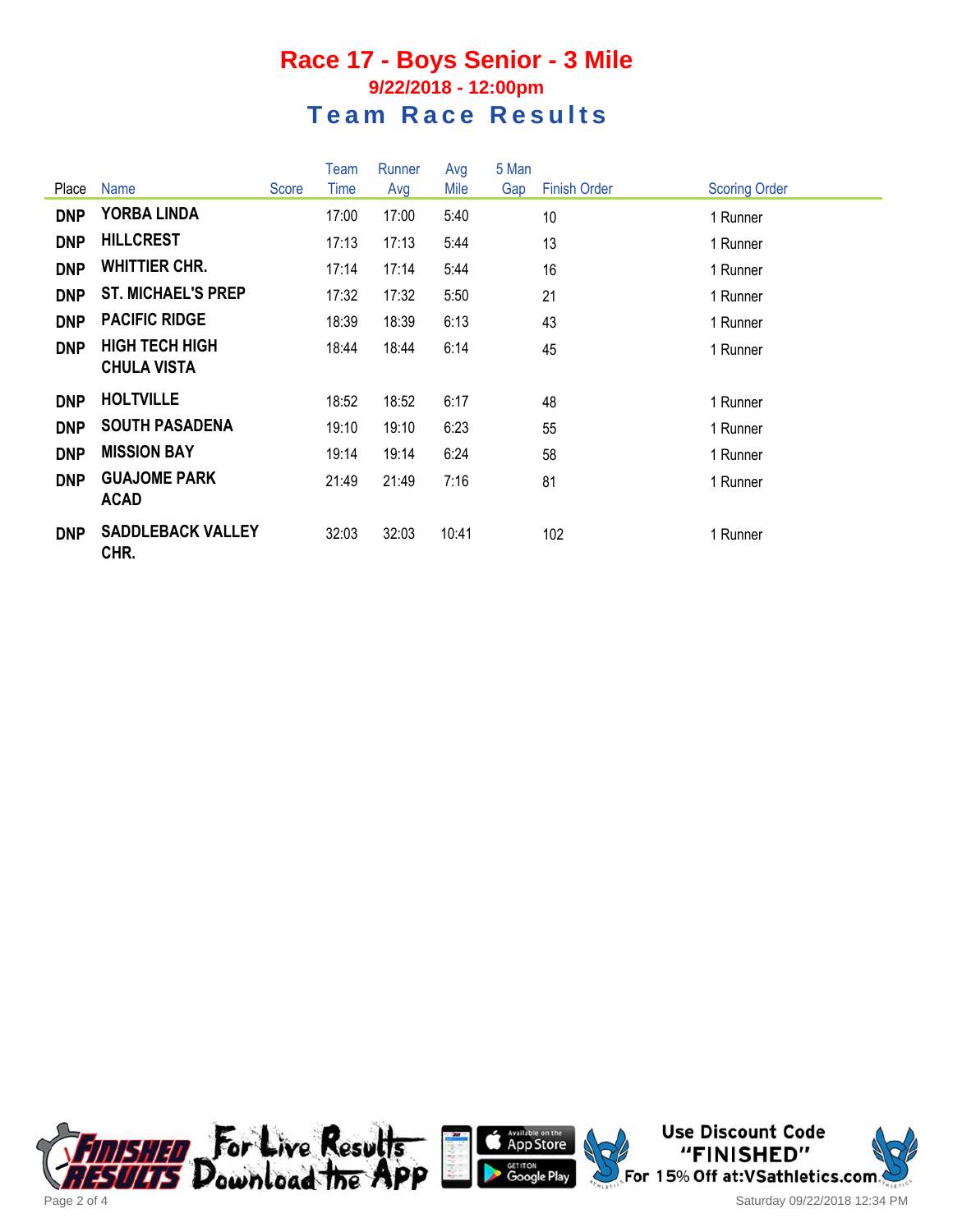# Race 17 - Boys Senior - 3 Mile

**9/22/2018 - 12:00pm**

## Team Race Results

| Place | Name | Score | Team Time | Runner Avg | Avg Mile | 5 Man Gap | Finish Order | Scoring Order |
|---|---|---|---|---|---|---|---|---|
| **DNP** | **YORBA LINDA** | | 17:00 | 17:00 | 5:40 | | 10 | 1 Runner |
| **DNP** | **HILLCREST** | | 17:13 | 17:13 | 5:44 | | 13 | 1 Runner |
| **DNP** | **WHITTIER CHR.** | | 17:14 | 17:14 | 5:44 | | 16 | 1 Runner |
| **DNP** | **ST. MICHAEL'S PREP** | | 17:32 | 17:32 | 5:50 | | 21 | 1 Runner |
| **DNP** | **PACIFIC RIDGE** | | 18:39 | 18:39 | 6:13 | | 43 | 1 Runner |
| **DNP** | **HIGH TECH HIGH CHULA VISTA** | | 18:44 | 18:44 | 6:14 | | 45 | 1 Runner |
| **DNP** | **HOLTVILLE** | | 18:52 | 18:52 | 6:17 | | 48 | 1 Runner |
| **DNP** | **SOUTH PASADENA** | | 19:10 | 19:10 | 6:23 | | 55 | 1 Runner |
| **DNP** | **MISSION BAY** | | 19:14 | 19:14 | 6:24 | | 58 | 1 Runner |
| **DNP** | **GUAJOME PARK ACAD** | | 21:49 | 21:49 | 7:16 | | 81 | 1 Runner |
| **DNP** | **SADDLEBACK VALLEY CHR.** | | 32:03 | 32:03 | 10:41 | | 102 | 1 Runner |

FINISHED RESULTS For Live Results Download the APP

Use Discount Code "FINISHED" For 15% Off at:VSathletics.com

Saturday 09/22/2018 12:34 PM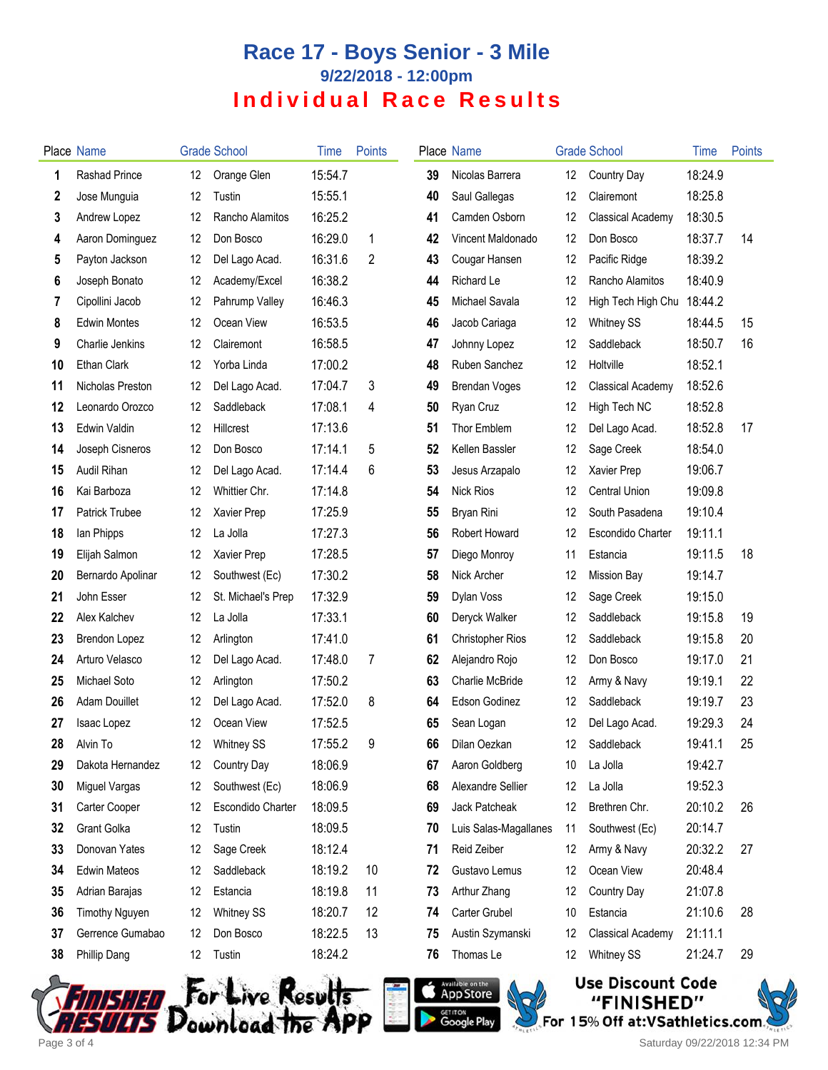# Race 17 - Boys Senior - 3 Mile

### 9/22/2018 - 12:00pm

## Individual Race Results

| Place | Name | Grade | School | Time | Points |
|---|---|---|---|---|---|
| 1 | Rashad Prince | 12 | Orange Glen | 15:54.7 | |
| 2 | Jose Munguia | 12 | Tustin | 15:55.1 | |
| 3 | Andrew Lopez | 12 | Rancho Alamitos | 16:25.2 | |
| 4 | Aaron Dominguez | 12 | Don Bosco | 16:29.0 | 1 |
| 5 | Payton Jackson | 12 | Del Lago Acad. | 16:31.6 | 2 |
| 6 | Joseph Bonato | 12 | Academy/Excel | 16:38.2 | |
| 7 | Cipollini Jacob | 12 | Pahrump Valley | 16:46.3 | |
| 8 | Edwin Montes | 12 | Ocean View | 16:53.5 | |
| 9 | Charlie Jenkins | 12 | Clairemont | 16:58.5 | |
| 10 | Ethan Clark | 12 | Yorba Linda | 17:00.2 | |
| 11 | Nicholas Preston | 12 | Del Lago Acad. | 17:04.7 | 3 |
| 12 | Leonardo Orozco | 12 | Saddleback | 17:08.1 | 4 |
| 13 | Edwin Valdin | 12 | Hillcrest | 17:13.6 | |
| 14 | Joseph Cisneros | 12 | Don Bosco | 17:14.1 | 5 |
| 15 | Audil Rihan | 12 | Del Lago Acad. | 17:14.4 | 6 |
| 16 | Kai Barboza | 12 | Whittier Chr. | 17:14.8 | |
| 17 | Patrick Trubee | 12 | Xavier Prep | 17:25.9 | |
| 18 | Ian Phipps | 12 | La Jolla | 17:27.3 | |
| 19 | Elijah Salmon | 12 | Xavier Prep | 17:28.5 | |
| 20 | Bernardo Apolinar | 12 | Southwest (Ec) | 17:30.2 | |
| 21 | John Esser | 12 | St. Michael's Prep | 17:32.9 | |
| 22 | Alex Kalchev | 12 | La Jolla | 17:33.1 | |
| 23 | Brendon Lopez | 12 | Arlington | 17:41.0 | |
| 24 | Arturo Velasco | 12 | Del Lago Acad. | 17:48.0 | 7 |
| 25 | Michael Soto | 12 | Arlington | 17:50.2 | |
| 26 | Adam Douillet | 12 | Del Lago Acad. | 17:52.0 | 8 |
| 27 | Isaac Lopez | 12 | Ocean View | 17:52.5 | |
| 28 | Alvin To | 12 | Whitney SS | 17:55.2 | 9 |
| 29 | Dakota Hernandez | 12 | Country Day | 18:06.9 | |
| 30 | Miguel Vargas | 12 | Southwest (Ec) | 18:06.9 | |
| 31 | Carter Cooper | 12 | Escondido Charter | 18:09.5 | |
| 32 | Grant Golka | 12 | Tustin | 18:09.5 | |
| 33 | Donovan Yates | 12 | Sage Creek | 18:12.4 | |
| 34 | Edwin Mateos | 12 | Saddleback | 18:19.2 | 10 |
| 35 | Adrian Barajas | 12 | Estancia | 18:19.8 | 11 |
| 36 | Timothy Nguyen | 12 | Whitney SS | 18:20.7 | 12 |
| 37 | Gerrence Gumabao | 12 | Don Bosco | 18:22.5 | 13 |
| 38 | Phillip Dang | 12 | Tustin | 18:24.2 | |
| 39 | Nicolas Barrera | 12 | Country Day | 18:24.9 | |
| 40 | Saul Gallegas | 12 | Clairemont | 18:25.8 | |
| 41 | Camden Osborn | 12 | Classical Academy | 18:30.5 | |
| 42 | Vincent Maldonado | 12 | Don Bosco | 18:37.7 | 14 |
| 43 | Cougar Hansen | 12 | Pacific Ridge | 18:39.2 | |
| 44 | Richard Le | 12 | Rancho Alamitos | 18:40.9 | |
| 45 | Michael Savala | 12 | High Tech High Chu | 18:44.2 | |
| 46 | Jacob Cariaga | 12 | Whitney SS | 18:44.5 | 15 |
| 47 | Johnny Lopez | 12 | Saddleback | 18:50.7 | 16 |
| 48 | Ruben Sanchez | 12 | Holtville | 18:52.1 | |
| 49 | Brendan Voges | 12 | Classical Academy | 18:52.6 | |
| 50 | Ryan Cruz | 12 | High Tech NC | 18:52.8 | |
| 51 | Thor Emblem | 12 | Del Lago Acad. | 18:52.8 | 17 |
| 52 | Kellen Bassler | 12 | Sage Creek | 18:54.0 | |
| 53 | Jesus Arzapalo | 12 | Xavier Prep | 19:06.7 | |
| 54 | Nick Rios | 12 | Central Union | 19:09.8 | |
| 55 | Bryan Rini | 12 | South Pasadena | 19:10.4 | |
| 56 | Robert Howard | 12 | Escondido Charter | 19:11.1 | |
| 57 | Diego Monroy | 11 | Estancia | 19:11.5 | 18 |
| 58 | Nick Archer | 12 | Mission Bay | 19:14.7 | |
| 59 | Dylan Voss | 12 | Sage Creek | 19:15.0 | |
| 60 | Deryck Walker | 12 | Saddleback | 19:15.8 | 19 |
| 61 | Christopher Rios | 12 | Saddleback | 19:15.8 | 20 |
| 62 | Alejandro Rojo | 12 | Don Bosco | 19:17.0 | 21 |
| 63 | Charlie McBride | 12 | Army & Navy | 19:19.1 | 22 |
| 64 | Edson Godinez | 12 | Saddleback | 19:19.7 | 23 |
| 65 | Sean Logan | 12 | Del Lago Acad. | 19:29.3 | 24 |
| 66 | Dilan Oezkan | 12 | Saddleback | 19:41.1 | 25 |
| 67 | Aaron Goldberg | 10 | La Jolla | 19:42.7 | |
| 68 | Alexandre Sellier | 12 | La Jolla | 19:52.3 | |
| 69 | Jack Patcheak | 12 | Brethren Chr. | 20:10.2 | 26 |
| 70 | Luis Salas-Magallanes | 11 | Southwest (Ec) | 20:14.7 | |
| 71 | Reid Zeiber | 12 | Army & Navy | 20:32.2 | 27 |
| 72 | Gustavo Lemus | 12 | Ocean View | 20:48.4 | |
| 73 | Arthur Zhang | 12 | Country Day | 21:07.8 | |
| 74 | Carter Grubel | 10 | Estancia | 21:10.6 | 28 |
| 75 | Austin Szymanski | 12 | Classical Academy | 21:11.1 | |
| 76 | Thomas Le | 12 | Whitney SS | 21:24.7 | 29 |

Finished Results — For Live Results Download the App — Available on the App Store — Get it on Google Play

Use Discount Code "FINISHED" For 15% Off at:VSathletics.com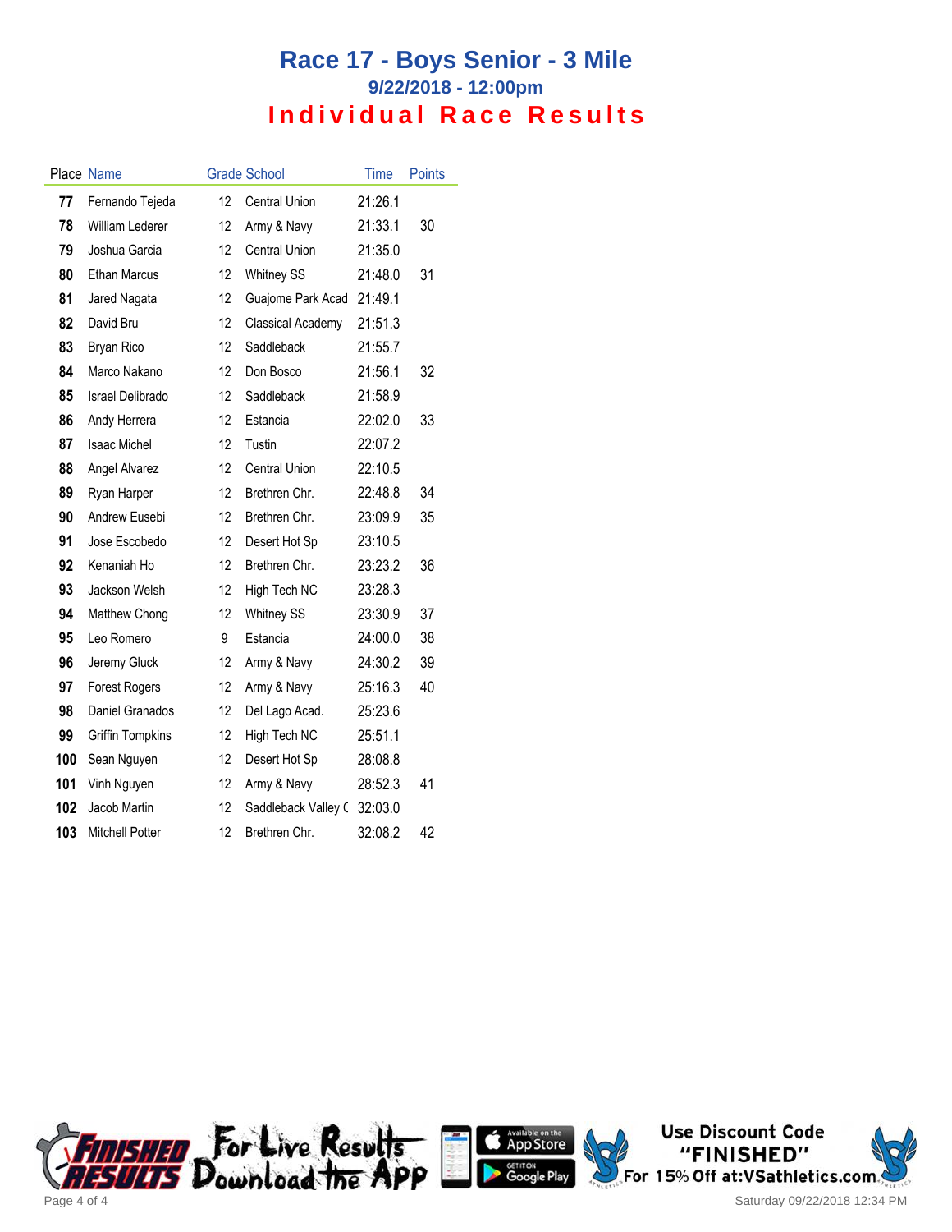# Race 17 - Boys Senior - 3 Mile

### 9/22/2018 - 12:00pm

## Individual Race Results

| Place | Name | Grade | School | Time | Points |
|---|---|---|---|---|---|
| 77 | Fernando Tejeda | 12 | Central Union | 21:26.1 | |
| 78 | William Lederer | 12 | Army & Navy | 21:33.1 | 30 |
| 79 | Joshua Garcia | 12 | Central Union | 21:35.0 | |
| 80 | Ethan Marcus | 12 | Whitney SS | 21:48.0 | 31 |
| 81 | Jared Nagata | 12 | Guajome Park Acad | 21:49.1 | |
| 82 | David Bru | 12 | Classical Academy | 21:51.3 | |
| 83 | Bryan Rico | 12 | Saddleback | 21:55.7 | |
| 84 | Marco Nakano | 12 | Don Bosco | 21:56.1 | 32 |
| 85 | Israel Delibrado | 12 | Saddleback | 21:58.9 | |
| 86 | Andy Herrera | 12 | Estancia | 22:02.0 | 33 |
| 87 | Isaac Michel | 12 | Tustin | 22:07.2 | |
| 88 | Angel Alvarez | 12 | Central Union | 22:10.5 | |
| 89 | Ryan Harper | 12 | Brethren Chr. | 22:48.8 | 34 |
| 90 | Andrew Eusebi | 12 | Brethren Chr. | 23:09.9 | 35 |
| 91 | Jose Escobedo | 12 | Desert Hot Sp | 23:10.5 | |
| 92 | Kenaniah Ho | 12 | Brethren Chr. | 23:23.2 | 36 |
| 93 | Jackson Welsh | 12 | High Tech NC | 23:28.3 | |
| 94 | Matthew Chong | 12 | Whitney SS | 23:30.9 | 37 |
| 95 | Leo Romero | 9 | Estancia | 24:00.0 | 38 |
| 96 | Jeremy Gluck | 12 | Army & Navy | 24:30.2 | 39 |
| 97 | Forest Rogers | 12 | Army & Navy | 25:16.3 | 40 |
| 98 | Daniel Granados | 12 | Del Lago Acad. | 25:23.6 | |
| 99 | Griffin Tompkins | 12 | High Tech NC | 25:51.1 | |
| 100 | Sean Nguyen | 12 | Desert Hot Sp | 28:08.8 | |
| 101 | Vinh Nguyen | 12 | Army & Navy | 28:52.3 | 41 |
| 102 | Jacob Martin | 12 | Saddleback Valley C | 32:03.0 | |
| 103 | Mitchell Potter | 12 | Brethren Chr. | 32:08.2 | 42 |

Finished Results — For Live Results Download the App

Use Discount Code "FINISHED" For 15% Off at:VSathletics.com

Saturday 09/22/2018 12:34 PM